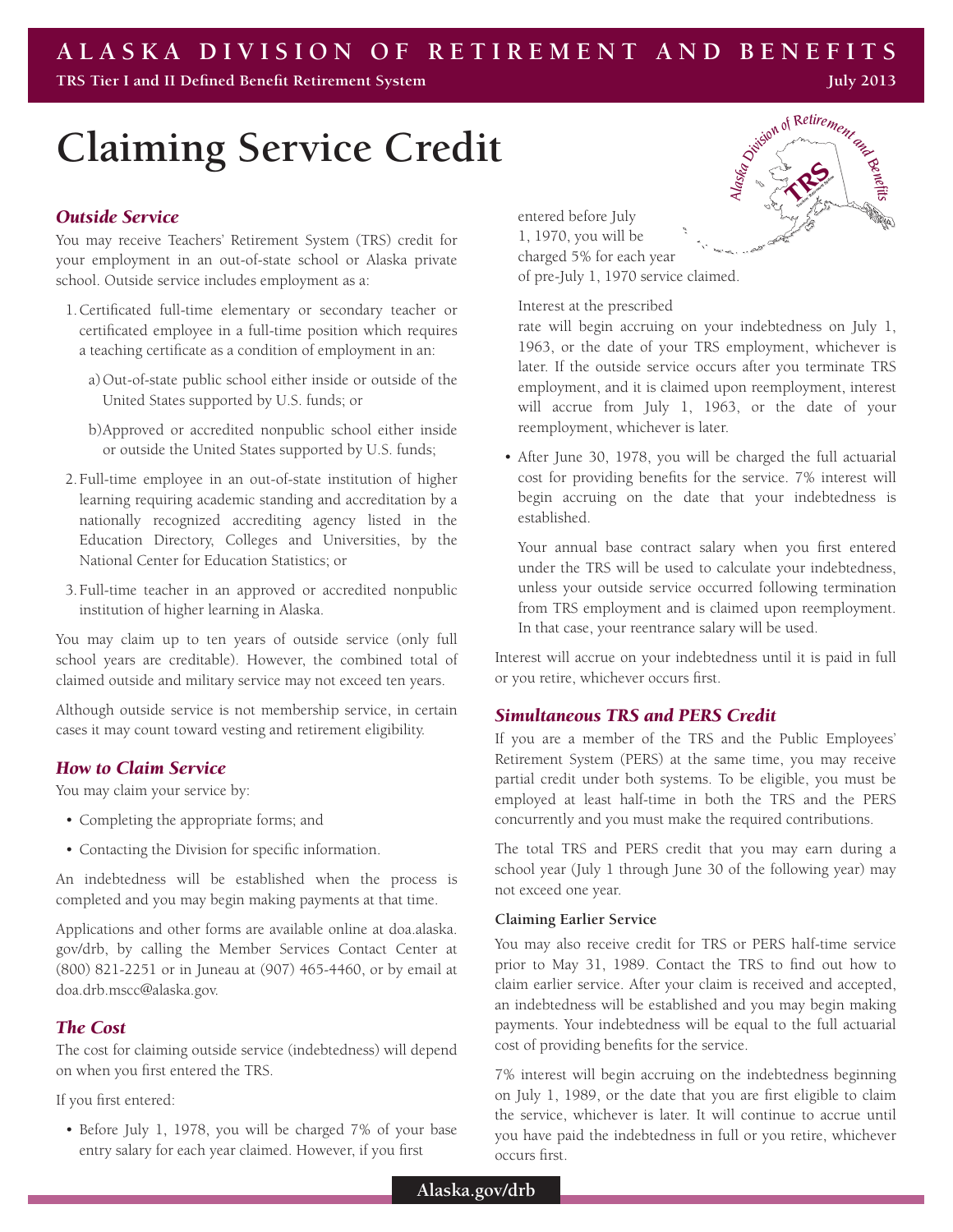# Claiming Service Credit

## Outside Service

You may receive Teachers' Retirement System (TRS) credit for your employment in an out-of-state school or Alaska private school. Outside service includes employment as a:

1. Certificated full-time elementary or secondary teacher or certificated employee in a full-time position which requires a teaching certificate as a condition of employment in an:
   a) Out-of-state public school either inside or outside of the United States supported by U.S. funds; or
   b) Approved or accredited nonpublic school either inside or outside the United States supported by U.S. funds;
2. Full-time employee in an out-of-state institution of higher learning requiring academic standing and accreditation by a nationally recognized accrediting agency listed in the Education Directory, Colleges and Universities, by the National Center for Education Statistics; or
3. Full-time teacher in an approved or accredited nonpublic institution of higher learning in Alaska.

You may claim up to ten years of outside service (only full school years are creditable). However, the combined total of claimed outside and military service may not exceed ten years.

Although outside service is not membership service, in certain cases it may count toward vesting and retirement eligibility.

## How to Claim Service

You may claim your service by:

- Completing the appropriate forms; and
- Contacting the Division for specific information.

An indebtedness will be established when the process is completed and you may begin making payments at that time.

Applications and other forms are available online at doa.alaska.gov/drb, by calling the Member Services Contact Center at (800) 821-2251 or in Juneau at (907) 465-4460, or by email at doa.drb.mscc@alaska.gov.

## The Cost

The cost for claiming outside service (indebtedness) will depend on when you first entered the TRS.

If you first entered:

- Before July 1, 1978, you will be charged 7% of your base entry salary for each year claimed. However, if you first entered before July 1, 1970, you will be charged 5% for each year of pre-July 1, 1970 service claimed.

  Interest at the prescribed rate will begin accruing on your indebtedness on July 1, 1963, or the date of your TRS employment, whichever is later. If the outside service occurs after you terminate TRS employment, and it is claimed upon reemployment, interest will accrue from July 1, 1963, or the date of your reemployment, whichever is later.

- After June 30, 1978, you will be charged the full actuarial cost for providing benefits for the service. 7% interest will begin accruing on the date that your indebtedness is established.

  Your annual base contract salary when you first entered under the TRS will be used to calculate your indebtedness, unless your outside service occurred following termination from TRS employment and is claimed upon reemployment. In that case, your reentrance salary will be used.

Interest will accrue on your indebtedness until it is paid in full or you retire, whichever occurs first.

## Simultaneous TRS and PERS Credit

If you are a member of the TRS and the Public Employees' Retirement System (PERS) at the same time, you may receive partial credit under both systems. To be eligible, you must be employed at least half-time in both the TRS and the PERS concurrently and you must make the required contributions.

The total TRS and PERS credit that you may earn during a school year (July 1 through June 30 of the following year) may not exceed one year.

### Claiming Earlier Service

You may also receive credit for TRS or PERS half-time service prior to May 31, 1989. Contact the TRS to find out how to claim earlier service. After your claim is received and accepted, an indebtedness will be established and you may begin making payments. Your indebtedness will be equal to the full actuarial cost of providing benefits for the service.

7% interest will begin accruing on the indebtedness beginning on July 1, 1989, or the date that you are first eligible to claim the service, whichever is later. It will continue to accrue until you have paid the indebtedness in full or you retire, whichever occurs first.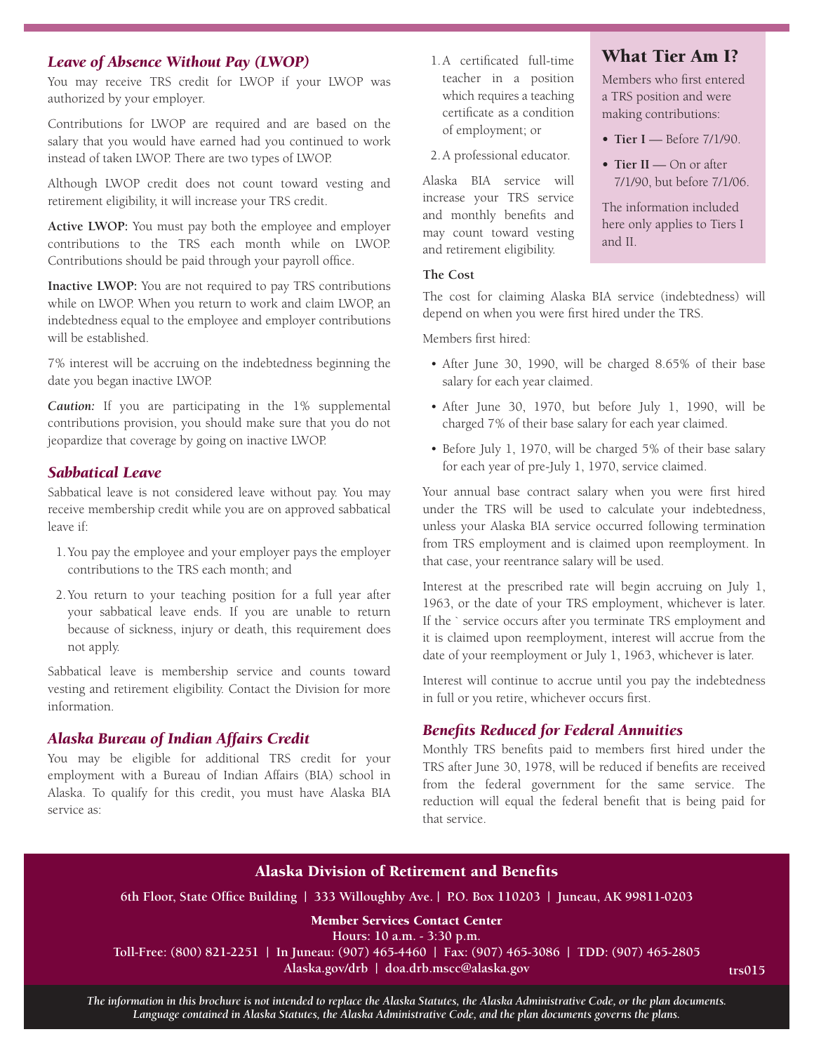### *Leave of Absence Without Pay (LWOP)*

You may receive TRS credit for LWOP if your LWOP was authorized by your employer.

Contributions for LWOP are required and are based on the salary that you would have earned had you continued to work instead of taken LWOP. There are two types of LWOP.

Although LWOP credit does not count toward vesting and retirement eligibility, it will increase your TRS credit.

**Active LWOP:** You must pay both the employee and employer contributions to the TRS each month while on LWOP. Contributions should be paid through your payroll office.

**Inactive LWOP:** You are not required to pay TRS contributions while on LWOP. When you return to work and claim LWOP, an indebtedness equal to the employee and employer contributions will be established.

7% interest will be accruing on the indebtedness beginning the date you began inactive LWOP.

***Caution:*** If you are participating in the 1% supplemental contributions provision, you should make sure that you do not jeopardize that coverage by going on inactive LWOP.

### *Sabbatical Leave*

Sabbatical leave is not considered leave without pay. You may receive membership credit while you are on approved sabbatical leave if:

1. You pay the employee and your employer pays the employer contributions to the TRS each month; and
2. You return to your teaching position for a full year after your sabbatical leave ends. If you are unable to return because of sickness, injury or death, this requirement does not apply.

Sabbatical leave is membership service and counts toward vesting and retirement eligibility. Contact the Division for more information.

### *Alaska Bureau of Indian Affairs Credit*

You may be eligible for additional TRS credit for your employment with a Bureau of Indian Affairs (BIA) school in Alaska. To qualify for this credit, you must have Alaska BIA service as:

1. A certificated full-time teacher in a position which requires a teaching certificate as a condition of employment; or
2. A professional educator.

Alaska BIA service will increase your TRS service and monthly benefits and may count toward vesting and retirement eligibility.

**The Cost**

The cost for claiming Alaska BIA service (indebtedness) will depend on when you were first hired under the TRS.

Members first hired:

- After June 30, 1990, will be charged 8.65% of their base salary for each year claimed.
- After June 30, 1970, but before July 1, 1990, will be charged 7% of their base salary for each year claimed.
- Before July 1, 1970, will be charged 5% of their base salary for each year of pre-July 1, 1970, service claimed.

Your annual base contract salary when you were first hired under the TRS will be used to calculate your indebtedness, unless your Alaska BIA service occurred following termination from TRS employment and is claimed upon reemployment. In that case, your reentrance salary will be used.

Interest at the prescribed rate will begin accruing on July 1, 1963, or the date of your TRS employment, whichever is later. If the ` service occurs after you terminate TRS employment and it is claimed upon reemployment, interest will accrue from the date of your reemployment or July 1, 1963, whichever is later.

Interest will continue to accrue until you pay the indebtedness in full or you retire, whichever occurs first.

### *Benefits Reduced for Federal Annuities*

Monthly TRS benefits paid to members first hired under the TRS after June 30, 1978, will be reduced if benefits are received from the federal government for the same service. The reduction will equal the federal benefit that is being paid for that service.

## What Tier Am I?

Members who first entered a TRS position and were making contributions:

- **Tier I —** Before 7/1/90.
- **Tier II —** On or after 7/1/90, but before 7/1/06.

The information included here only applies to Tiers I and II.

**Alaska Division of Retirement and Benefits**

**6th Floor, State Office Building | 333 Willoughby Ave. | P.O. Box 110203 | Juneau, AK 99811-0203**

**Member Services Contact Center**
**Hours: 10 a.m. - 3:30 p.m.**
**Toll-Free: (800) 821-2251 | In Juneau: (907) 465-4460 | Fax: (907) 465-3086 | TDD: (907) 465-2805**
**Alaska.gov/drb | doa.drb.mscc@alaska.gov**

trs015

***The information in this brochure is not intended to replace the Alaska Statutes, the Alaska Administrative Code, or the plan documents. Language contained in Alaska Statutes, the Alaska Administrative Code, and the plan documents governs the plans.***